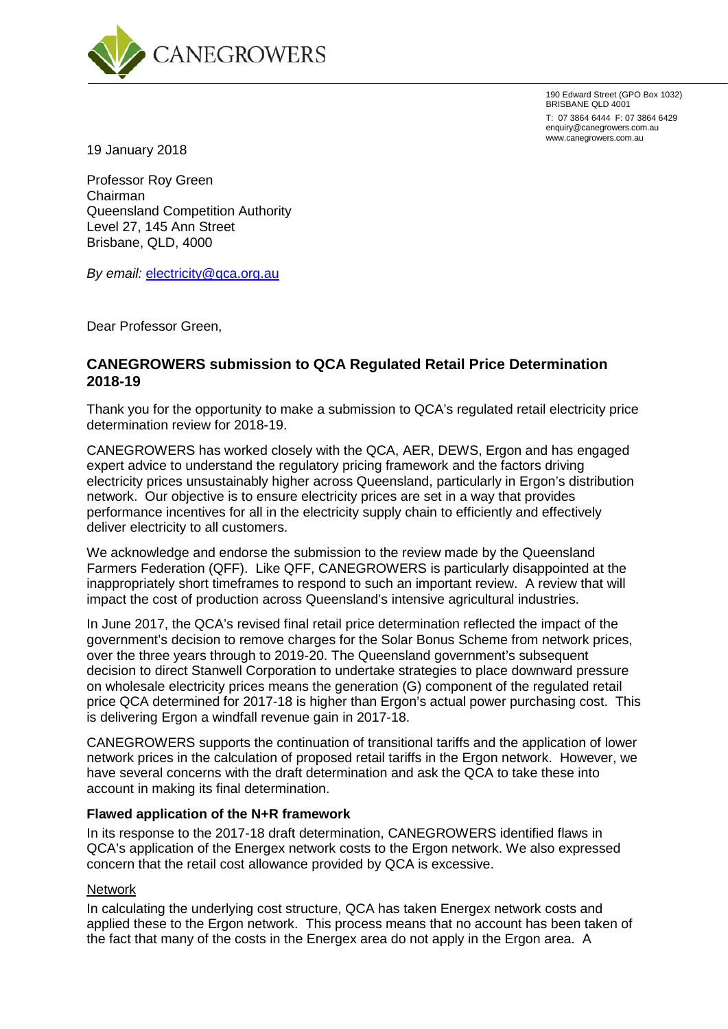CANEGROWERS

190 Edward Street (GPO Box 1032)
BRISBANE QLD 4001
T: 07 3864 6444 F: 07 3864 6429
enquiry@canegrowers.com.au
www.canegrowers.com.au

19 January 2018

Professor Roy Green
Chairman
Queensland Competition Authority
Level 27, 145 Ann Street
Brisbane, QLD, 4000

*By email:* electricity@qca.org.au

Dear Professor Green,

## CANEGROWERS submission to QCA Regulated Retail Price Determination 2018-19

Thank you for the opportunity to make a submission to QCA's regulated retail electricity price determination review for 2018-19.

CANEGROWERS has worked closely with the QCA, AER, DEWS, Ergon and has engaged expert advice to understand the regulatory pricing framework and the factors driving electricity prices unsustainably higher across Queensland, particularly in Ergon's distribution network. Our objective is to ensure electricity prices are set in a way that provides performance incentives for all in the electricity supply chain to efficiently and effectively deliver electricity to all customers.

We acknowledge and endorse the submission to the review made by the Queensland Farmers Federation (QFF). Like QFF, CANEGROWERS is particularly disappointed at the inappropriately short timeframes to respond to such an important review. A review that will impact the cost of production across Queensland's intensive agricultural industries.

In June 2017, the QCA's revised final retail price determination reflected the impact of the government's decision to remove charges for the Solar Bonus Scheme from network prices, over the three years through to 2019-20. The Queensland government's subsequent decision to direct Stanwell Corporation to undertake strategies to place downward pressure on wholesale electricity prices means the generation (G) component of the regulated retail price QCA determined for 2017-18 is higher than Ergon's actual power purchasing cost. This is delivering Ergon a windfall revenue gain in 2017-18.

CANEGROWERS supports the continuation of transitional tariffs and the application of lower network prices in the calculation of proposed retail tariffs in the Ergon network. However, we have several concerns with the draft determination and ask the QCA to take these into account in making its final determination.

### Flawed application of the N+R framework

In its response to the 2017-18 draft determination, CANEGROWERS identified flaws in QCA's application of the Energex network costs to the Ergon network. We also expressed concern that the retail cost allowance provided by QCA is excessive.

<u>Network</u>

In calculating the underlying cost structure, QCA has taken Energex network costs and applied these to the Ergon network. This process means that no account has been taken of the fact that many of the costs in the Energex area do not apply in the Ergon area. A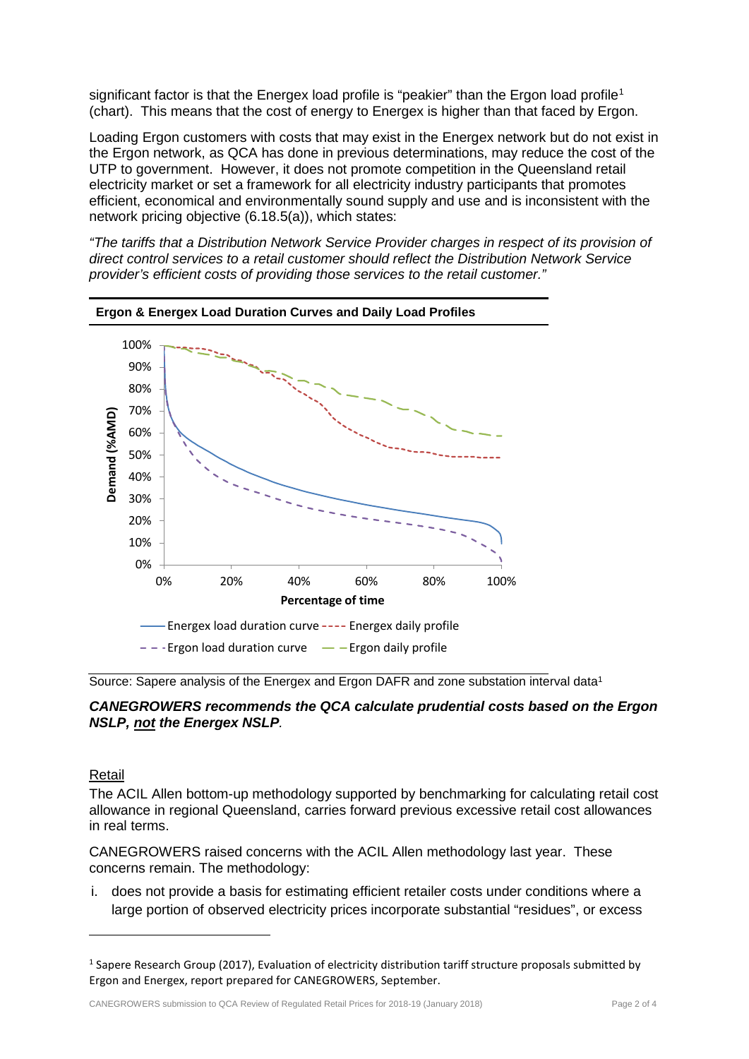significant factor is that the Energex load profile is "peakier" than the Ergon load profile[1] (chart). This means that the cost of energy to Energex is higher than that faced by Ergon.

Loading Ergon customers with costs that may exist in the Energex network but do not exist in the Ergon network, as QCA has done in previous determinations, may reduce the cost of the UTP to government. However, it does not promote competition in the Queensland retail electricity market or set a framework for all electricity industry participants that promotes efficient, economical and environmentally sound supply and use and is inconsistent with the network pricing objective (6.18.5(a)), which states:

*"The tariffs that a Distribution Network Service Provider charges in respect of its provision of direct control services to a retail customer should reflect the Distribution Network Service provider's efficient costs of providing those services to the retail customer."*

**Ergon & Energex Load Duration Curves and Daily Load Profiles**

Source: Sapere analysis of the Energex and Ergon DAFR and zone substation interval data[1]

***CANEGROWERS recommends the QCA calculate prudential costs based on the Ergon NSLP, not the Energex NSLP.***

Retail

The ACIL Allen bottom-up methodology supported by benchmarking for calculating retail cost allowance in regional Queensland, carries forward previous excessive retail cost allowances in real terms.

CANEGROWERS raised concerns with the ACIL Allen methodology last year. These concerns remain. The methodology:

i. does not provide a basis for estimating efficient retailer costs under conditions where a large portion of observed electricity prices incorporate substantial "residues", or excess

[1] Sapere Research Group (2017), Evaluation of electricity distribution tariff structure proposals submitted by Ergon and Energex, report prepared for CANEGROWERS, September.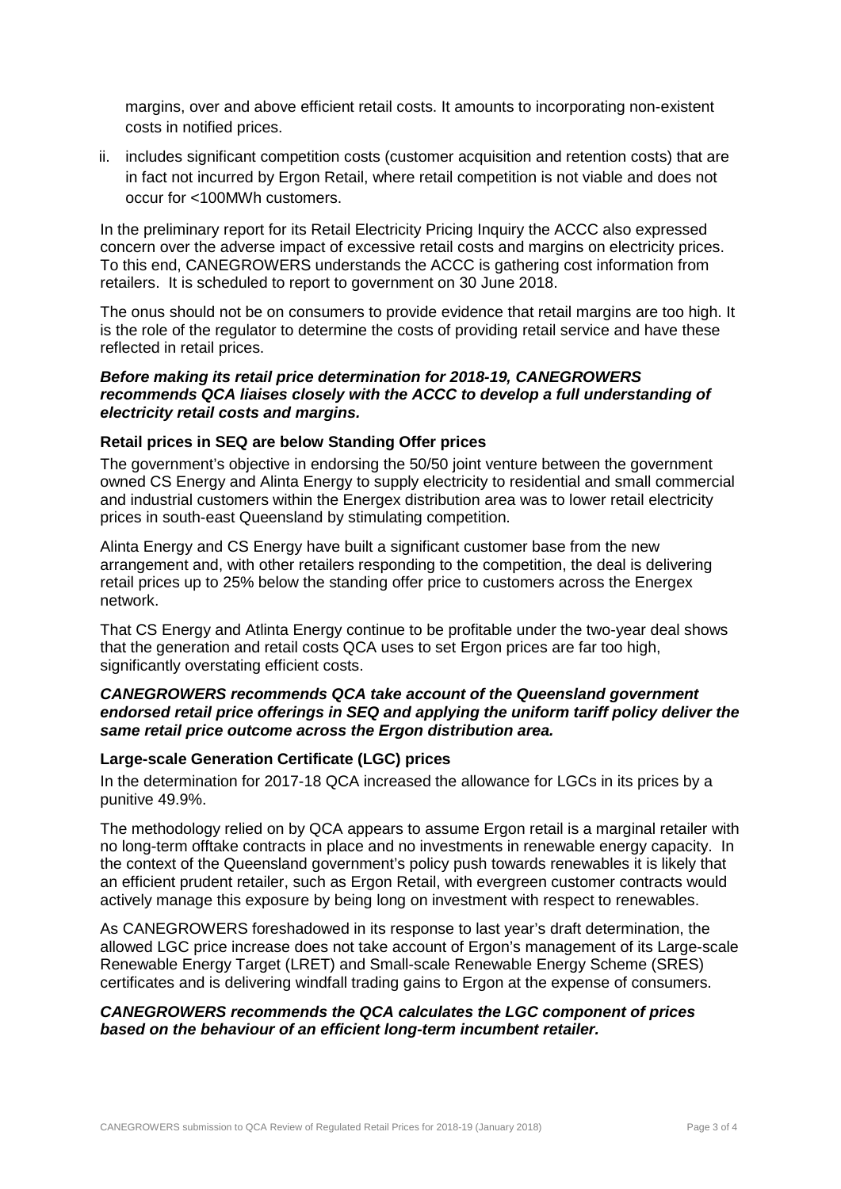margins, over and above efficient retail costs. It amounts to incorporating non-existent costs in notified prices.

ii. includes significant competition costs (customer acquisition and retention costs) that are in fact not incurred by Ergon Retail, where retail competition is not viable and does not occur for <100MWh customers.

In the preliminary report for its Retail Electricity Pricing Inquiry the ACCC also expressed concern over the adverse impact of excessive retail costs and margins on electricity prices. To this end, CANEGROWERS understands the ACCC is gathering cost information from retailers. It is scheduled to report to government on 30 June 2018.

The onus should not be on consumers to provide evidence that retail margins are too high. It is the role of the regulator to determine the costs of providing retail service and have these reflected in retail prices.

***Before making its retail price determination for 2018-19, CANEGROWERS recommends QCA liaises closely with the ACCC to develop a full understanding of electricity retail costs and margins.***

**Retail prices in SEQ are below Standing Offer prices**

The government's objective in endorsing the 50/50 joint venture between the government owned CS Energy and Alinta Energy to supply electricity to residential and small commercial and industrial customers within the Energex distribution area was to lower retail electricity prices in south-east Queensland by stimulating competition.

Alinta Energy and CS Energy have built a significant customer base from the new arrangement and, with other retailers responding to the competition, the deal is delivering retail prices up to 25% below the standing offer price to customers across the Energex network.

That CS Energy and Atlinta Energy continue to be profitable under the two-year deal shows that the generation and retail costs QCA uses to set Ergon prices are far too high, significantly overstating efficient costs.

***CANEGROWERS recommends QCA take account of the Queensland government endorsed retail price offerings in SEQ and applying the uniform tariff policy deliver the same retail price outcome across the Ergon distribution area.***

**Large-scale Generation Certificate (LGC) prices**

In the determination for 2017-18 QCA increased the allowance for LGCs in its prices by a punitive 49.9%.

The methodology relied on by QCA appears to assume Ergon retail is a marginal retailer with no long-term offtake contracts in place and no investments in renewable energy capacity. In the context of the Queensland government's policy push towards renewables it is likely that an efficient prudent retailer, such as Ergon Retail, with evergreen customer contracts would actively manage this exposure by being long on investment with respect to renewables.

As CANEGROWERS foreshadowed in its response to last year's draft determination, the allowed LGC price increase does not take account of Ergon's management of its Large-scale Renewable Energy Target (LRET) and Small-scale Renewable Energy Scheme (SRES) certificates and is delivering windfall trading gains to Ergon at the expense of consumers.

***CANEGROWERS recommends the QCA calculates the LGC component of prices based on the behaviour of an efficient long-term incumbent retailer.***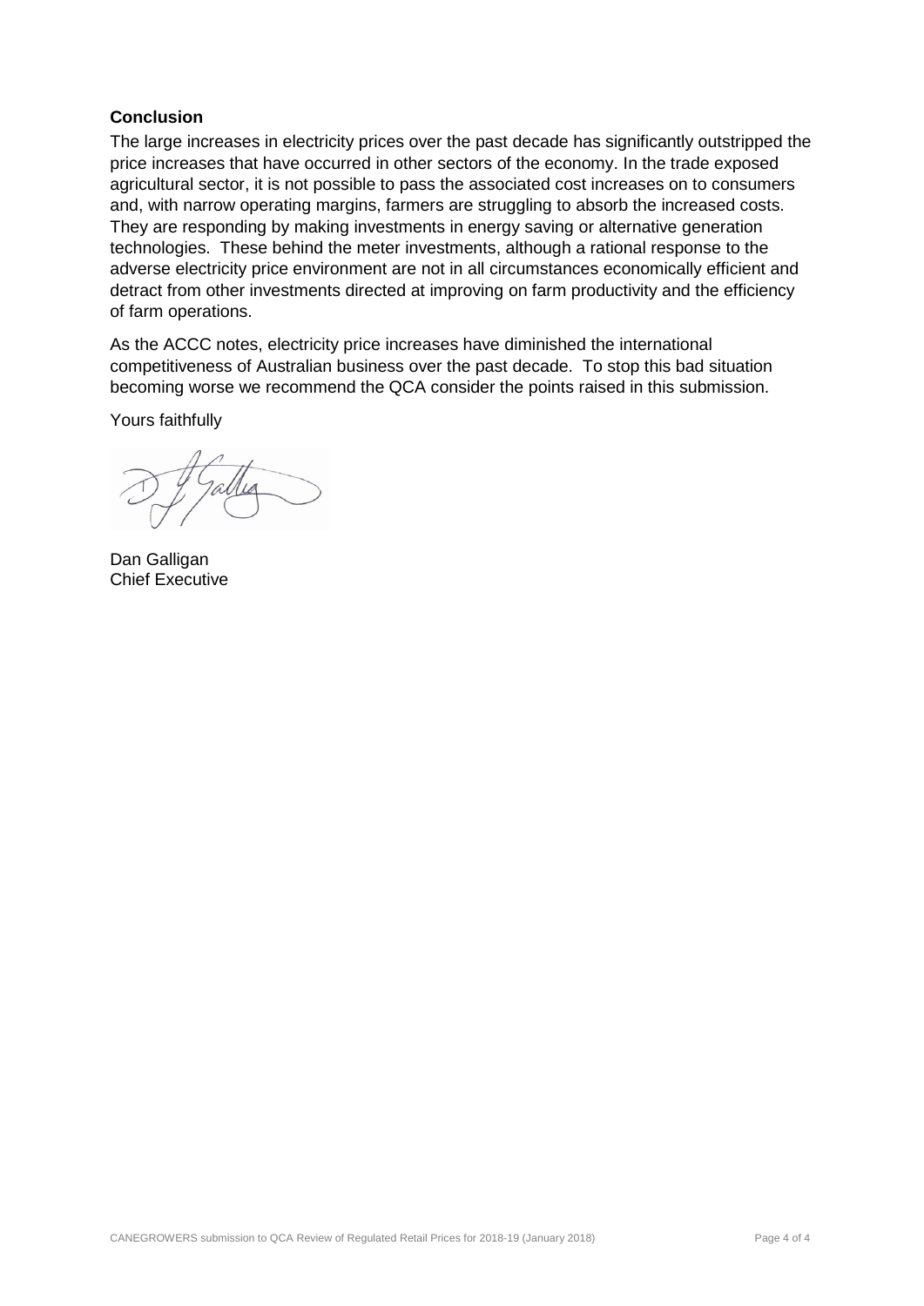## Conclusion

The large increases in electricity prices over the past decade has significantly outstripped the price increases that have occurred in other sectors of the economy. In the trade exposed agricultural sector, it is not possible to pass the associated cost increases on to consumers and, with narrow operating margins, farmers are struggling to absorb the increased costs. They are responding by making investments in energy saving or alternative generation technologies. These behind the meter investments, although a rational response to the adverse electricity price environment are not in all circumstances economically efficient and detract from other investments directed at improving on farm productivity and the efficiency of farm operations.

As the ACCC notes, electricity price increases have diminished the international competitiveness of Australian business over the past decade. To stop this bad situation becoming worse we recommend the QCA consider the points raised in this submission.

Yours faithfully

Dan Galligan
Chief Executive